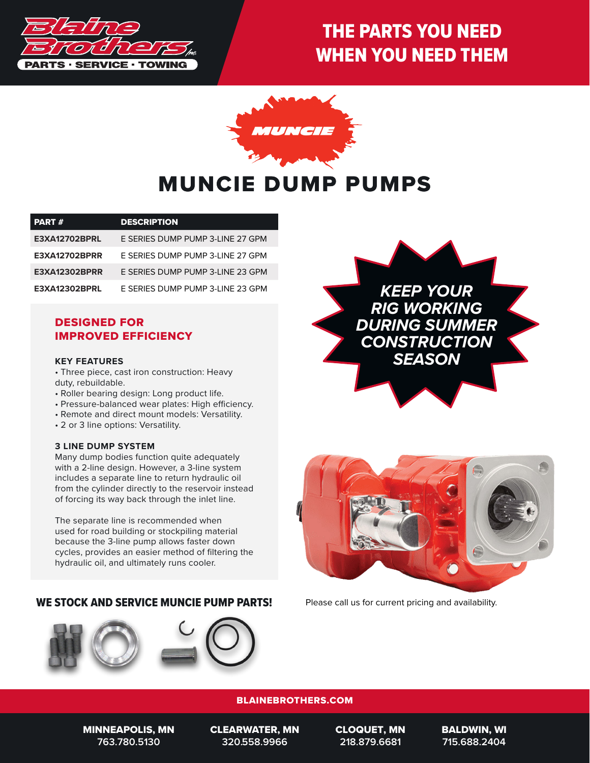Blaine Brothers Inc.

PARTS · SERVICE · TOWING

## THE PARTS YOU NEED WHEN YOU NEED THEM

MUNCIE

# MUNCIE DUMP PUMPS

| PART # | DESCRIPTION |
| --- | --- |
| E3XA12702BPRL | E SERIES DUMP PUMP 3-LINE 27 GPM |
| E3XA12702BPRR | E SERIES DUMP PUMP 3-LINE 27 GPM |
| E3XA12302BPRR | E SERIES DUMP PUMP 3-LINE 23 GPM |
| E3XA12302BPRL | E SERIES DUMP PUMP 3-LINE 23 GPM |

## DESIGNED FOR IMPROVED EFFICIENCY

### KEY FEATURES

- Three piece, cast iron construction: Heavy duty, rebuildable.
- Roller bearing design: Long product life.
- Pressure-balanced wear plates: High efficiency.
- Remote and direct mount models: Versatility.
- 2 or 3 line options: Versatility.

### 3 LINE DUMP SYSTEM

Many dump bodies function quite adequately with a 2-line design. However, a 3-line system includes a separate line to return hydraulic oil from the cylinder directly to the reservoir instead of forcing its way back through the inlet line.

The separate line is recommended when used for road building or stockpiling material because the 3-line pump allows faster down cycles, provides an easier method of filtering the hydraulic oil, and ultimately runs cooler.

***KEEP YOUR RIG WORKING DURING SUMMER CONSTRUCTION SEASON***

## WE STOCK AND SERVICE MUNCIE PUMP PARTS!

Please call us for current pricing and availability.

**BLAINEBROTHERS.COM**

**MINNEAPOLIS, MN** 763.780.5130

**CLEARWATER, MN** 320.558.9966

**CLOQUET, MN** 218.879.6681

**BALDWIN, WI** 715.688.2404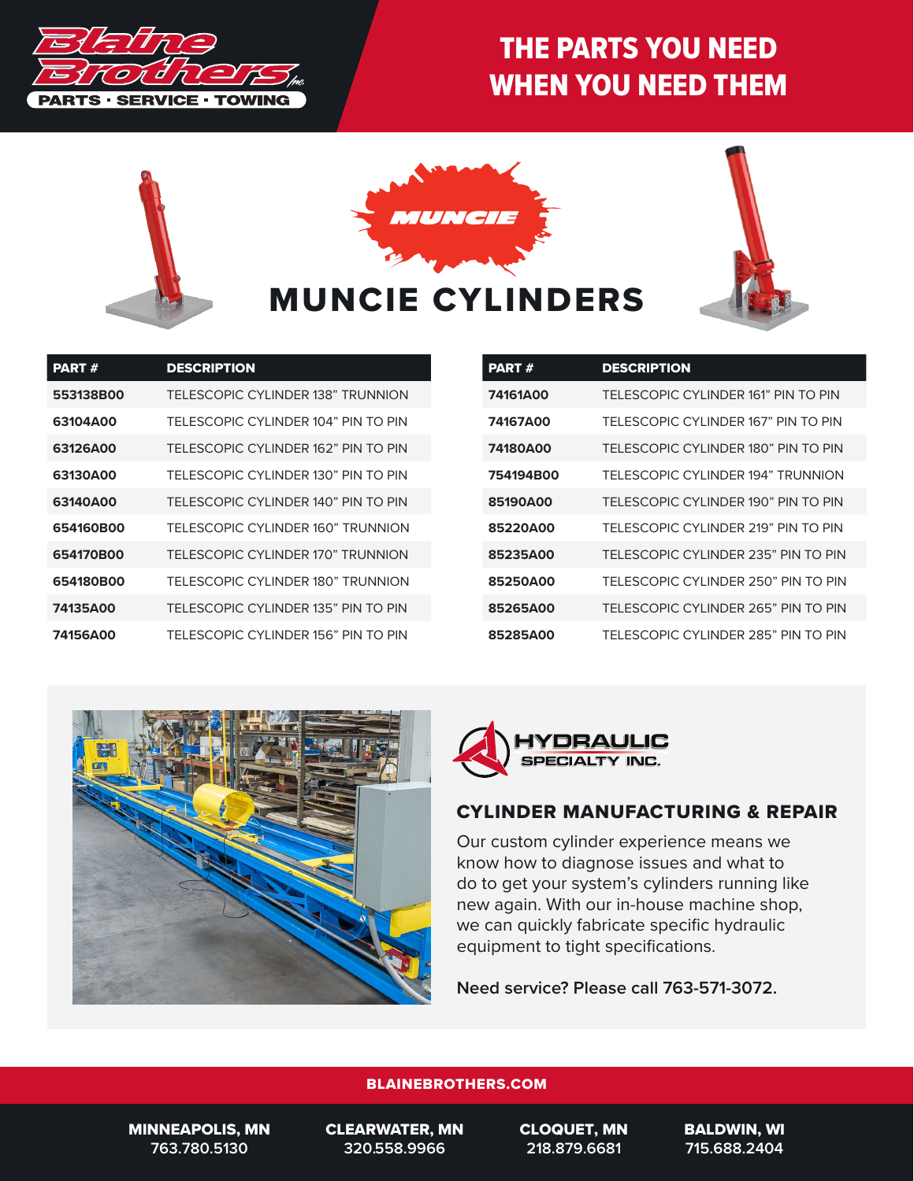Blaine Brothers Inc.
PARTS · SERVICE · TOWING

# THE PARTS YOU NEED WHEN YOU NEED THEM

MUNCIE

# MUNCIE CYLINDERS

| PART # | DESCRIPTION |
|---|---|
| 553138B00 | TELESCOPIC CYLINDER 138" TRUNNION |
| 63104A00 | TELESCOPIC CYLINDER 104" PIN TO PIN |
| 63126A00 | TELESCOPIC CYLINDER 162" PIN TO PIN |
| 63130A00 | TELESCOPIC CYLINDER 130" PIN TO PIN |
| 63140A00 | TELESCOPIC CYLINDER 140" PIN TO PIN |
| 654160B00 | TELESCOPIC CYLINDER 160" TRUNNION |
| 654170B00 | TELESCOPIC CYLINDER 170" TRUNNION |
| 654180B00 | TELESCOPIC CYLINDER 180" TRUNNION |
| 74135A00 | TELESCOPIC CYLINDER 135" PIN TO PIN |
| 74156A00 | TELESCOPIC CYLINDER 156" PIN TO PIN |

| PART # | DESCRIPTION |
|---|---|
| 74161A00 | TELESCOPIC CYLINDER 161" PIN TO PIN |
| 74167A00 | TELESCOPIC CYLINDER 167" PIN TO PIN |
| 74180A00 | TELESCOPIC CYLINDER 180" PIN TO PIN |
| 754194B00 | TELESCOPIC CYLINDER 194" TRUNNION |
| 85190A00 | TELESCOPIC CYLINDER 190" PIN TO PIN |
| 85220A00 | TELESCOPIC CYLINDER 219" PIN TO PIN |
| 85235A00 | TELESCOPIC CYLINDER 235" PIN TO PIN |
| 85250A00 | TELESCOPIC CYLINDER 250" PIN TO PIN |
| 85265A00 | TELESCOPIC CYLINDER 265" PIN TO PIN |
| 85285A00 | TELESCOPIC CYLINDER 285" PIN TO PIN |

HYDRAULIC SPECIALTY INC.

## CYLINDER MANUFACTURING & REPAIR

Our custom cylinder experience means we know how to diagnose issues and what to do to get your system's cylinders running like new again. With our in-house machine shop, we can quickly fabricate specific hydraulic equipment to tight specifications.

**Need service? Please call 763-571-3072.**

**BLAINEBROTHERS.COM**

| MINNEAPOLIS, MN | CLEARWATER, MN | CLOQUET, MN | BALDWIN, WI |
|---|---|---|---|
| 763.780.5130 | 320.558.9966 | 218.879.6681 | 715.688.2404 |